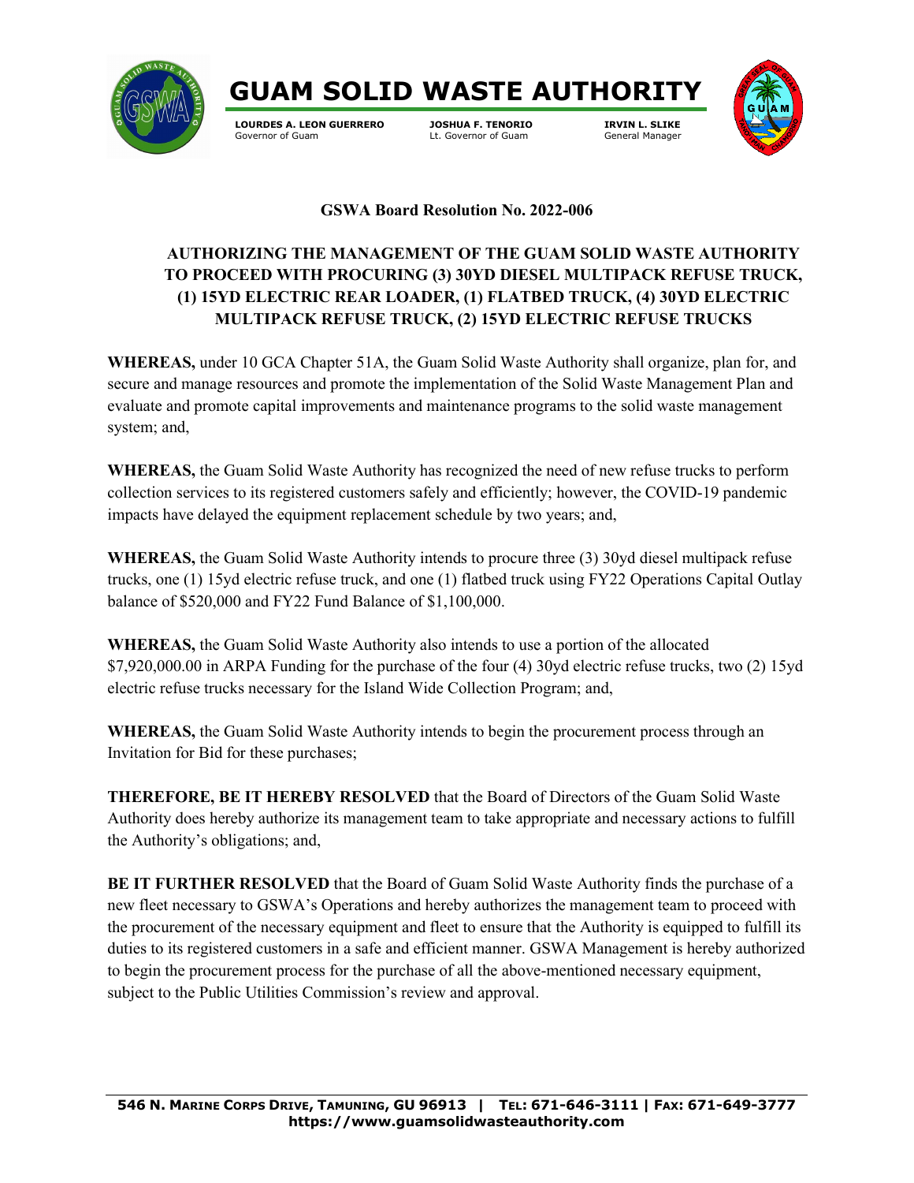# GUAM SOLID WASTE AUTHORITY

**LOURDES A. LEON GUERRERO**
Governor of Guam

**JOSHUA F. TENORIO**
Lt. Governor of Guam

**IRVIN L. SLIKE**
General Manager

**GSWA Board Resolution No. 2022-006**

**AUTHORIZING THE MANAGEMENT OF THE GUAM SOLID WASTE AUTHORITY TO PROCEED WITH PROCURING (3) 30YD DIESEL MULTIPACK REFUSE TRUCK, (1) 15YD ELECTRIC REAR LOADER, (1) FLATBED TRUCK, (4) 30YD ELECTRIC MULTIPACK REFUSE TRUCK, (2) 15YD ELECTRIC REFUSE TRUCKS**

**WHEREAS,** under 10 GCA Chapter 51A, the Guam Solid Waste Authority shall organize, plan for, and secure and manage resources and promote the implementation of the Solid Waste Management Plan and evaluate and promote capital improvements and maintenance programs to the solid waste management system; and,

**WHEREAS,** the Guam Solid Waste Authority has recognized the need of new refuse trucks to perform collection services to its registered customers safely and efficiently; however, the COVID-19 pandemic impacts have delayed the equipment replacement schedule by two years; and,

**WHEREAS,** the Guam Solid Waste Authority intends to procure three (3) 30yd diesel multipack refuse trucks, one (1) 15yd electric refuse truck, and one (1) flatbed truck using FY22 Operations Capital Outlay balance of $520,000 and FY22 Fund Balance of $1,100,000.

**WHEREAS,** the Guam Solid Waste Authority also intends to use a portion of the allocated $7,920,000.00 in ARPA Funding for the purchase of the four (4) 30yd electric refuse trucks, two (2) 15yd electric refuse trucks necessary for the Island Wide Collection Program; and,

**WHEREAS,** the Guam Solid Waste Authority intends to begin the procurement process through an Invitation for Bid for these purchases;

**THEREFORE, BE IT HEREBY RESOLVED** that the Board of Directors of the Guam Solid Waste Authority does hereby authorize its management team to take appropriate and necessary actions to fulfill the Authority's obligations; and,

**BE IT FURTHER RESOLVED** that the Board of Guam Solid Waste Authority finds the purchase of a new fleet necessary to GSWA's Operations and hereby authorizes the management team to proceed with the procurement of the necessary equipment and fleet to ensure that the Authority is equipped to fulfill its duties to its registered customers in a safe and efficient manner. GSWA Management is hereby authorized to begin the procurement process for the purchase of all the above-mentioned necessary equipment, subject to the Public Utilities Commission's review and approval.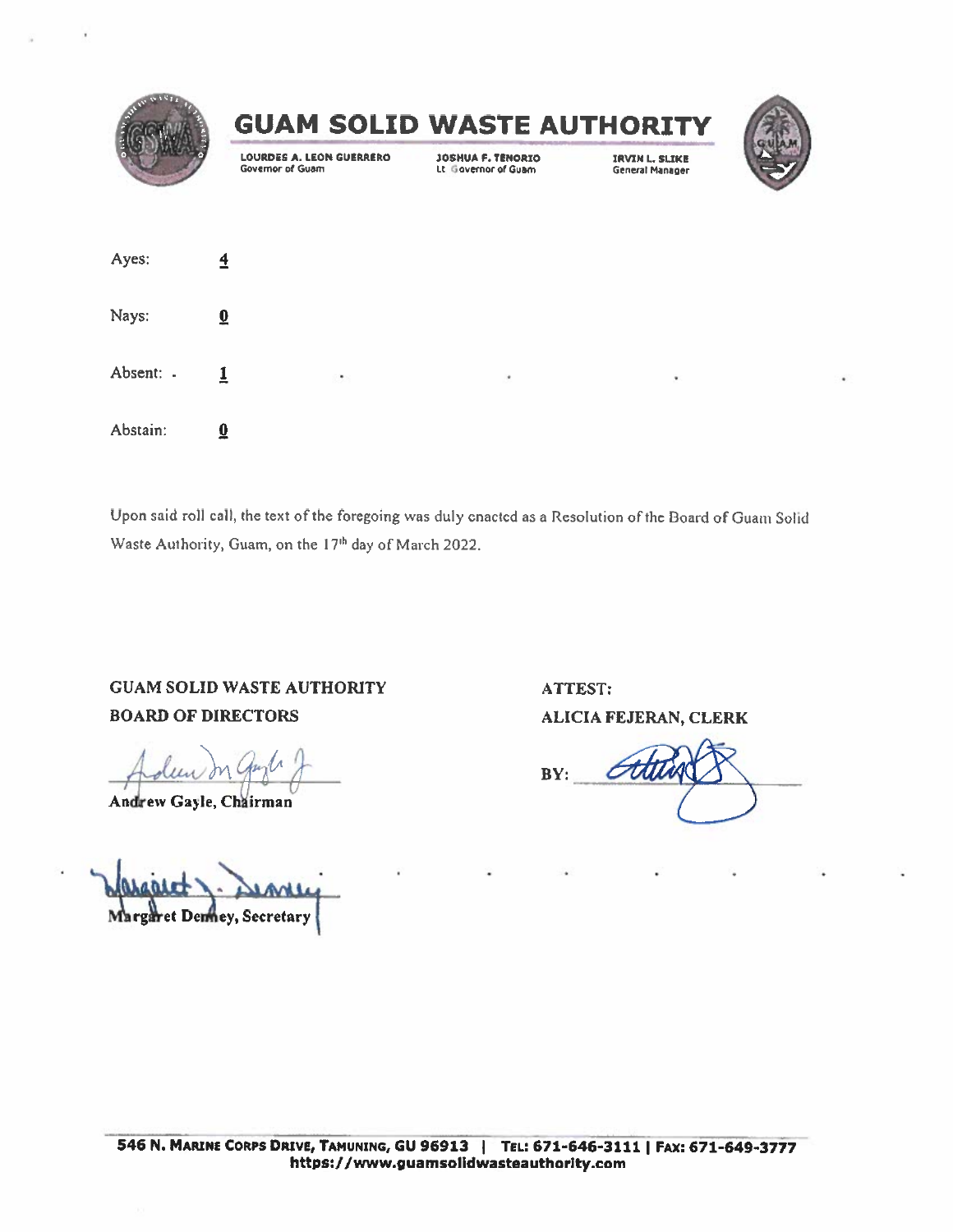# GUAM SOLID WASTE AUTHORITY

**LOURDES A. LEON GUERRERO**
Governor of Guam

**JOSHUA F. TENORIO**
Lt Governor of Guam

**IRVIN L. SLIKE**
General Manager

| | |
|---|---|
| Ayes: | **4** |
| Nays: | **0** |
| Absent: | **1** |
| Abstain: | **0** |

Upon said roll call, the text of the foregoing was duly enacted as a Resolution of the Board of Guam Solid Waste Authority, Guam, on the 17th day of March 2022.

**GUAM SOLID WASTE AUTHORITY**
**BOARD OF DIRECTORS**

**Andrew Gayle, Chairman**

**Margaret Demey, Secretary**

**ATTEST:**
**ALICIA FEJERAN, CLERK**

**BY:**

**546 N. Marine Corps Drive, Tamuning, GU 96913 | Tel: 671-646-3111 | Fax: 671-649-3777**
**https://www.guamsolidwasteauthority.com**